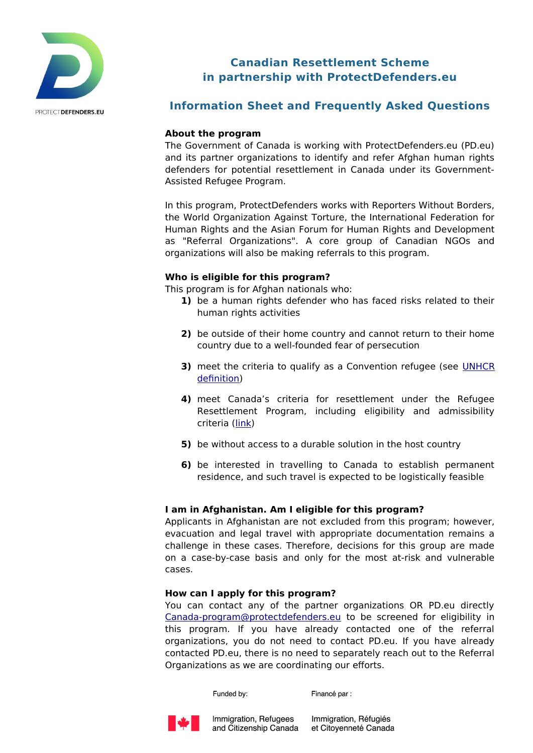PROTECTDEFENDERS.EU

# Canadian Resettlement Scheme in partnership with ProtectDefenders.eu

## Information Sheet and Frequently Asked Questions

**About the program**

The Government of Canada is working with ProtectDefenders.eu (PD.eu) and its partner organizations to identify and refer Afghan human rights defenders for potential resettlement in Canada under its Government-Assisted Refugee Program.

In this program, ProtectDefenders works with Reporters Without Borders, the World Organization Against Torture, the International Federation for Human Rights and the Asian Forum for Human Rights and Development as "Referral Organizations". A core group of Canadian NGOs and organizations will also be making referrals to this program.

**Who is eligible for this program?**

This program is for Afghan nationals who:

1) be a human rights defender who has faced risks related to their human rights activities
2) be outside of their home country and cannot return to their home country due to a well-founded fear of persecution
3) meet the criteria to qualify as a Convention refugee (see [UNHCR definition](UNHCR definition))
4) meet Canada's criteria for resettlement under the Refugee Resettlement Program, including eligibility and admissibility criteria ([link](link))
5) be without access to a durable solution in the host country
6) be interested in travelling to Canada to establish permanent residence, and such travel is expected to be logistically feasible

**I am in Afghanistan. Am I eligible for this program?**

Applicants in Afghanistan are not excluded from this program; however, evacuation and legal travel with appropriate documentation remains a challenge in these cases. Therefore, decisions for this group are made on a case-by-case basis and only for the most at-risk and vulnerable cases.

**How can I apply for this program?**

You can contact any of the partner organizations OR PD.eu directly Canada-program@protectdefenders.eu to be screened for eligibility in this program. If you have already contacted one of the referral organizations, you do not need to contact PD.eu. If you have already contacted PD.eu, there is no need to separately reach out to the Referral Organizations as we are coordinating our efforts.

Funded by: Immigration, Refugees and Citizenship Canada

Financé par : Immigration, Réfugiés et Citoyenneté Canada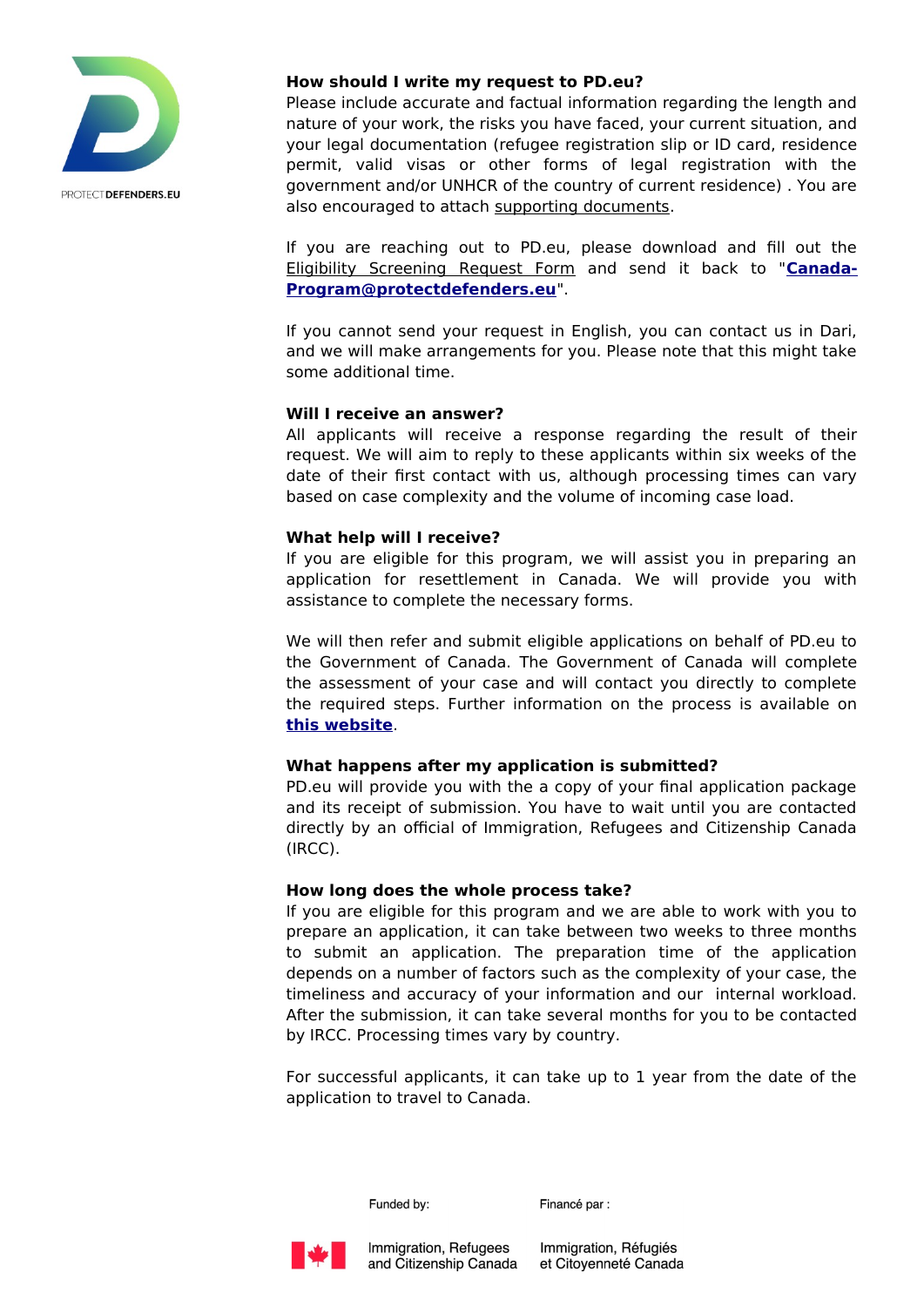### How should I write my request to PD.eu?

Please include accurate and factual information regarding the length and nature of your work, the risks you have faced, your current situation, and your legal documentation (refugee registration slip or ID card, residence permit, valid visas or other forms of legal registration with the government and/or UNHCR of the country of current residence) . You are also encouraged to attach supporting documents.

If you are reaching out to PD.eu, please download and fill out the Eligibility Screening Request Form and send it back to "**Canada-Program@protectdefenders.eu**".

If you cannot send your request in English, you can contact us in Dari, and we will make arrangements for you. Please note that this might take some additional time.

### Will I receive an answer?

All applicants will receive a response regarding the result of their request. We will aim to reply to these applicants within six weeks of the date of their first contact with us, although processing times can vary based on case complexity and the volume of incoming case load.

### What help will I receive?

If you are eligible for this program, we will assist you in preparing an application for resettlement in Canada. We will provide you with assistance to complete the necessary forms.

We will then refer and submit eligible applications on behalf of PD.eu to the Government of Canada. The Government of Canada will complete the assessment of your case and will contact you directly to complete the required steps. Further information on the process is available on **this website**.

### What happens after my application is submitted?

PD.eu will provide you with the a copy of your final application package and its receipt of submission. You have to wait until you are contacted directly by an official of Immigration, Refugees and Citizenship Canada (IRCC).

### How long does the whole process take?

If you are eligible for this program and we are able to work with you to prepare an application, it can take between two weeks to three months to submit an application. The preparation time of the application depends on a number of factors such as the complexity of your case, the timeliness and accuracy of your information and our internal workload. After the submission, it can take several months for you to be contacted by IRCC. Processing times vary by country.

For successful applicants, it can take up to 1 year from the date of the application to travel to Canada.

Funded by: Immigration, Refugees and Citizenship Canada

Financé par : Immigration, Réfugiés et Citoyenneté Canada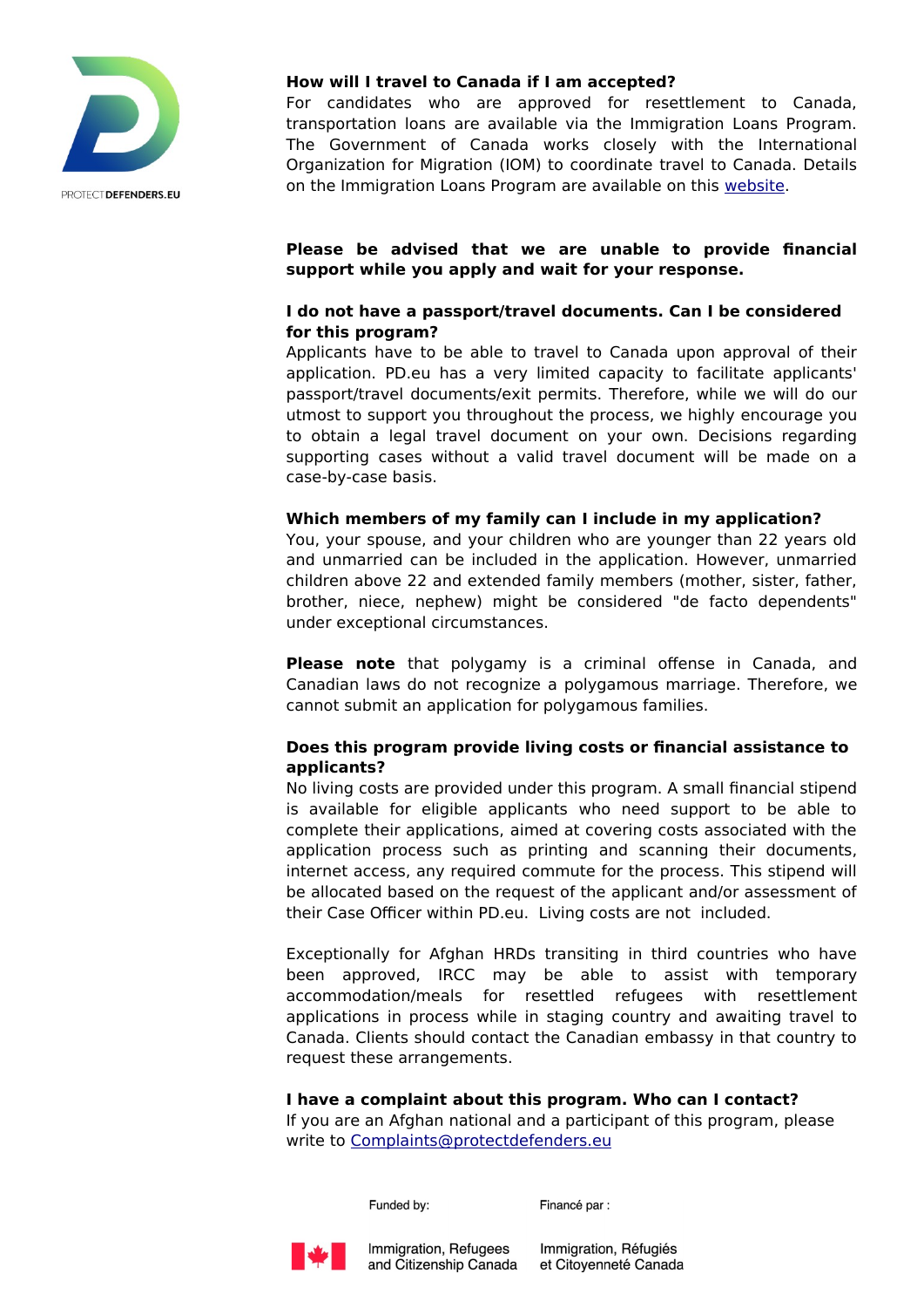**How will I travel to Canada if I am accepted?**
For candidates who are approved for resettlement to Canada, transportation loans are available via the Immigration Loans Program. The Government of Canada works closely with the International Organization for Migration (IOM) to coordinate travel to Canada. Details on the Immigration Loans Program are available on this website.

**Please be advised that we are unable to provide financial support while you apply and wait for your response.**

**I do not have a passport/travel documents. Can I be considered for this program?**
Applicants have to be able to travel to Canada upon approval of their application. PD.eu has a very limited capacity to facilitate applicants' passport/travel documents/exit permits. Therefore, while we will do our utmost to support you throughout the process, we highly encourage you to obtain a legal travel document on your own. Decisions regarding supporting cases without a valid travel document will be made on a case-by-case basis.

**Which members of my family can I include in my application?**
You, your spouse, and your children who are younger than 22 years old and unmarried can be included in the application. However, unmarried children above 22 and extended family members (mother, sister, father, brother, niece, nephew) might be considered "de facto dependents" under exceptional circumstances.

**Please note** that polygamy is a criminal offense in Canada, and Canadian laws do not recognize a polygamous marriage. Therefore, we cannot submit an application for polygamous families.

**Does this program provide living costs or financial assistance to applicants?**
No living costs are provided under this program. A small financial stipend is available for eligible applicants who need support to be able to complete their applications, aimed at covering costs associated with the application process such as printing and scanning their documents, internet access, any required commute for the process. This stipend will be allocated based on the request of the applicant and/or assessment of their Case Officer within PD.eu. Living costs are not included.

Exceptionally for Afghan HRDs transiting in third countries who have been approved, IRCC may be able to assist with temporary accommodation/meals for resettled refugees with resettlement applications in process while in staging country and awaiting travel to Canada. Clients should contact the Canadian embassy in that country to request these arrangements.

**I have a complaint about this program. Who can I contact?**
If you are an Afghan national and a participant of this program, please write to Complaints@protectdefenders.eu

Funded by: Immigration, Refugees and Citizenship Canada

Financé par : Immigration, Réfugiés et Citoyenneté Canada